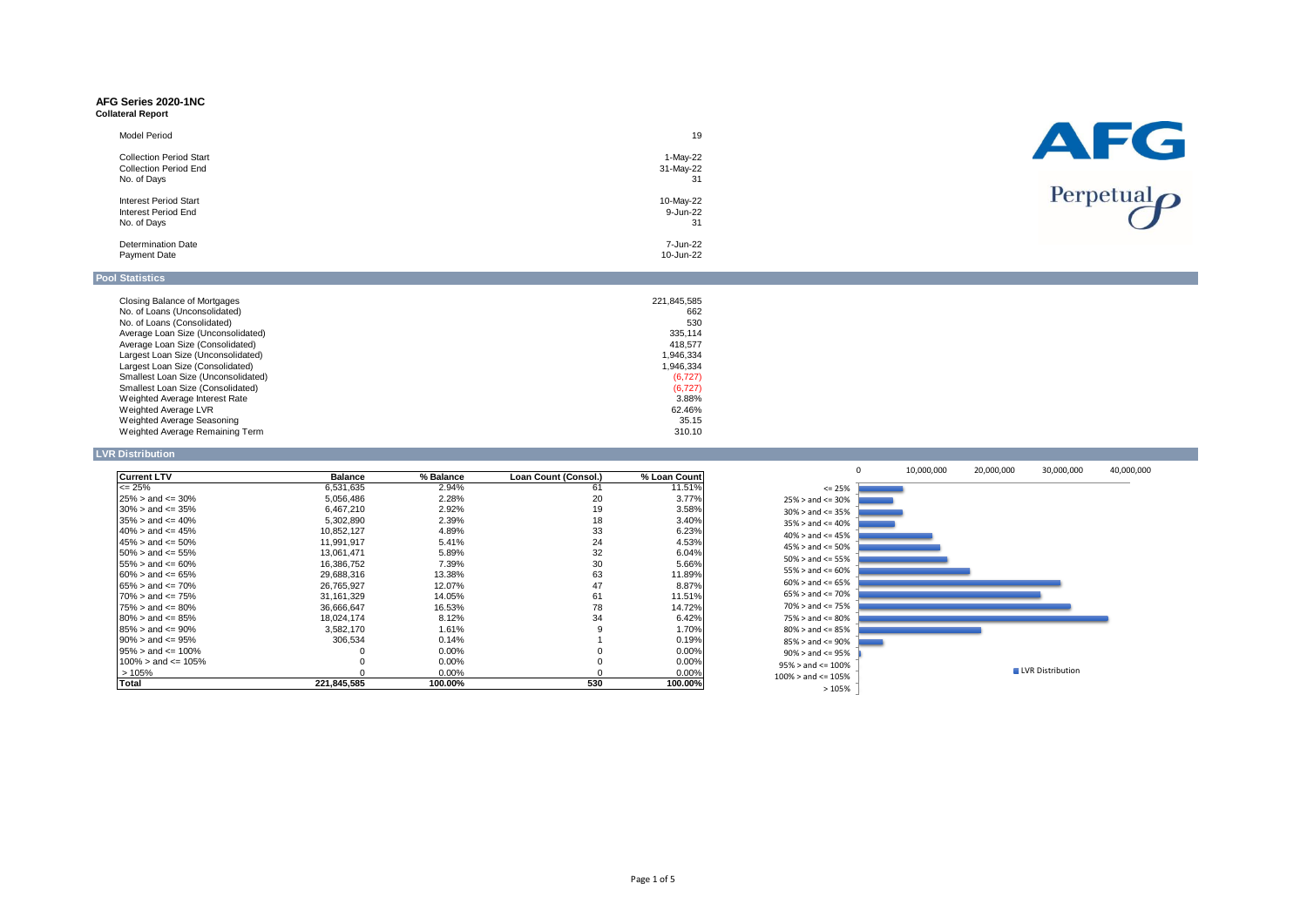# AFG Series 2020-1NC

**Collateral Report**

| | |
|---|---|
| Model Period | 19 |
| | |
| Collection Period Start | 1-May-22 |
| Collection Period End | 31-May-22 |
| No. of Days | 31 |
| | |
| Interest Period Start | 10-May-22 |
| Interest Period End | 9-Jun-22 |
| No. of Days | 31 |
| | |
| Determination Date | 7-Jun-22 |
| Payment Date | 10-Jun-22 |

AFG

Perpetual

## Pool Statistics

| | |
|---|---|
| Closing Balance of Mortgages | 221,845,585 |
| No. of Loans (Unconsolidated) | 662 |
| No. of Loans (Consolidated) | 530 |
| Average Loan Size (Unconsolidated) | 335,114 |
| Average Loan Size (Consolidated) | 418,577 |
| Largest Loan Size (Unconsolidated) | 1,946,334 |
| Largest Loan Size (Consolidated) | 1,946,334 |
| Smallest Loan Size (Unconsolidated) | (6,727) |
| Smallest Loan Size (Consolidated) | (6,727) |
| Weighted Average Interest Rate | 3.88% |
| Weighted Average LVR | 62.46% |
| Weighted Average Seasoning | 35.15 |
| Weighted Average Remaining Term | 310.10 |

## LVR Distribution

| Current LTV | Balance | % Balance | Loan Count (Consol.) | % Loan Count |
|---|---|---|---|---|
| <= 25% | 6,531,635 | 2.94% | 61 | 11.51% |
| 25% > and <= 30% | 5,056,486 | 2.28% | 20 | 3.77% |
| 30% > and <= 35% | 6,467,210 | 2.92% | 19 | 3.58% |
| 35% > and <= 40% | 5,302,890 | 2.39% | 18 | 3.40% |
| 40% > and <= 45% | 10,852,127 | 4.89% | 33 | 6.23% |
| 45% > and <= 50% | 11,991,917 | 5.41% | 24 | 4.53% |
| 50% > and <= 55% | 13,061,471 | 5.89% | 32 | 6.04% |
| 55% > and <= 60% | 16,386,752 | 7.39% | 30 | 5.66% |
| 60% > and <= 65% | 29,688,316 | 13.38% | 63 | 11.89% |
| 65% > and <= 70% | 26,765,927 | 12.07% | 47 | 8.87% |
| 70% > and <= 75% | 31,161,329 | 14.05% | 61 | 11.51% |
| 75% > and <= 80% | 36,666,647 | 16.53% | 78 | 14.72% |
| 80% > and <= 85% | 18,024,174 | 8.12% | 34 | 6.42% |
| 85% > and <= 90% | 3,582,170 | 1.61% | 9 | 1.70% |
| 90% > and <= 95% | 306,534 | 0.14% | 1 | 0.19% |
| 95% > and <= 100% | 0 | 0.00% | 0 | 0.00% |
| 100% > and <= 105% | 0 | 0.00% | 0 | 0.00% |
| > 105% | 0 | 0.00% | 0 | 0.00% |
| **Total** | **221,845,585** | **100.00%** | **530** | **100.00%** |

LVR Distribution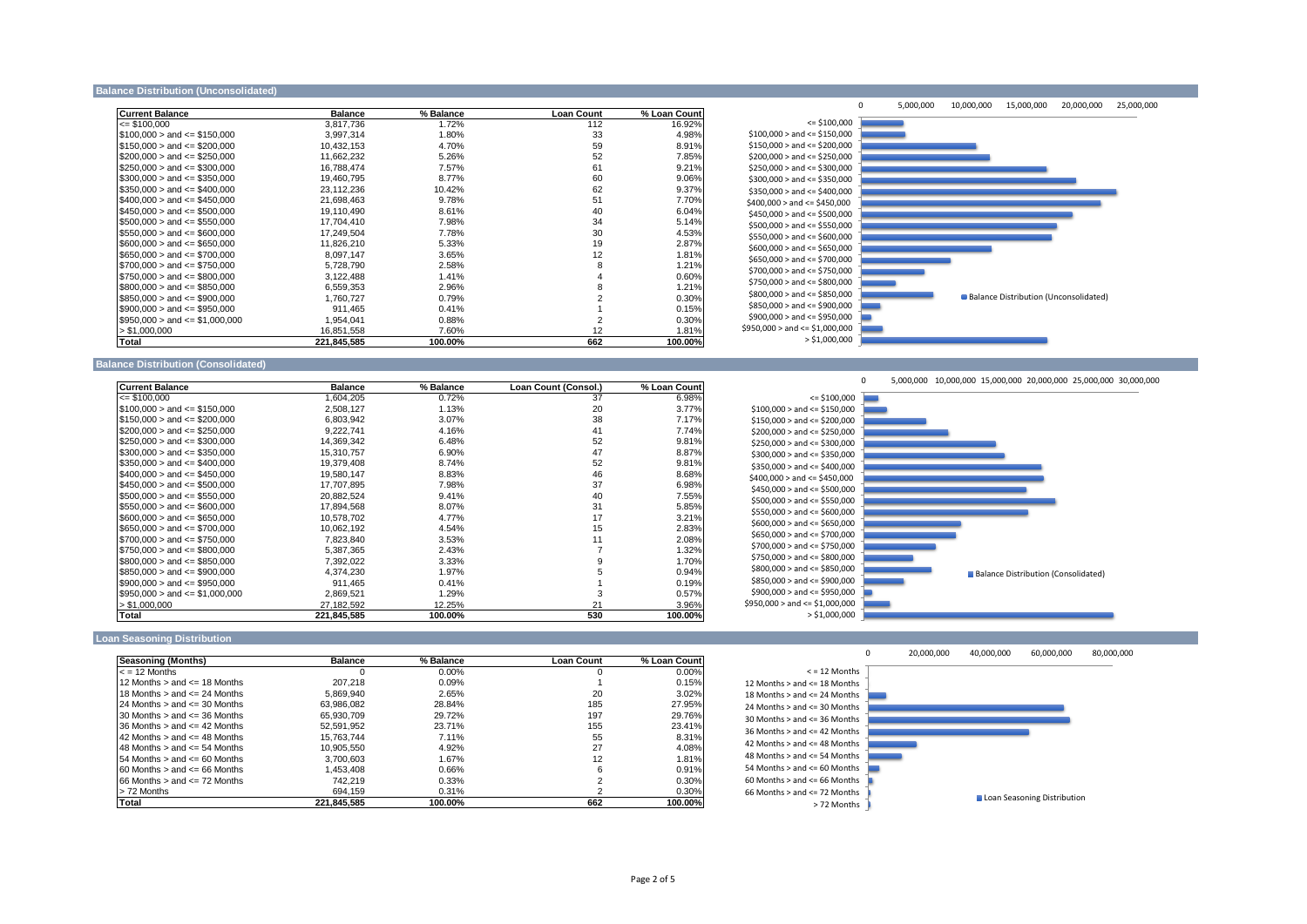## Balance Distribution (Unconsolidated)

| Current Balance | Balance | % Balance | Loan Count | % Loan Count |
|---|---|---|---|---|
| <= $100,000 | 3,817,736 | 1.72% | 112 | 16.92% |
| $100,000 > and <= $150,000 | 3,997,314 | 1.80% | 33 | 4.98% |
| $150,000 > and <= $200,000 | 10,432,153 | 4.70% | 59 | 8.91% |
| $200,000 > and <= $250,000 | 11,662,232 | 5.26% | 52 | 7.85% |
| $250,000 > and <= $300,000 | 16,788,474 | 7.57% | 61 | 9.21% |
| $300,000 > and <= $350,000 | 19,460,795 | 8.77% | 60 | 9.06% |
| $350,000 > and <= $400,000 | 23,112,236 | 10.42% | 62 | 9.37% |
| $400,000 > and <= $450,000 | 21,698,463 | 9.78% | 51 | 7.70% |
| $450,000 > and <= $500,000 | 19,110,490 | 8.61% | 40 | 6.04% |
| $500,000 > and <= $550,000 | 17,704,410 | 7.98% | 34 | 5.14% |
| $550,000 > and <= $600,000 | 17,249,504 | 7.78% | 30 | 4.53% |
| $600,000 > and <= $650,000 | 11,826,210 | 5.33% | 19 | 2.87% |
| $650,000 > and <= $700,000 | 8,097,147 | 3.65% | 12 | 1.81% |
| $700,000 > and <= $750,000 | 5,728,790 | 2.58% | 8 | 1.21% |
| $750,000 > and <= $800,000 | 3,122,488 | 1.41% | 4 | 0.60% |
| $800,000 > and <= $850,000 | 6,559,353 | 2.96% | 8 | 1.21% |
| $850,000 > and <= $900,000 | 1,760,727 | 0.79% | 2 | 0.30% |
| $900,000 > and <= $950,000 | 911,465 | 0.41% | 1 | 0.15% |
| $950,000 > and <= $1,000,000 | 1,954,041 | 0.88% | 2 | 0.30% |
| > $1,000,000 | 16,851,558 | 7.60% | 12 | 1.81% |
| **Total** | **221,845,585** | **100.00%** | **662** | **100.00%** |

## Balance Distribution (Consolidated)

| Current Balance | Balance | % Balance | Loan Count (Consol.) | % Loan Count |
|---|---|---|---|---|
| <= $100,000 | 1,604,205 | 0.72% | 37 | 6.98% |
| $100,000 > and <= $150,000 | 2,508,127 | 1.13% | 20 | 3.77% |
| $150,000 > and <= $200,000 | 6,803,942 | 3.07% | 38 | 7.17% |
| $200,000 > and <= $250,000 | 9,222,741 | 4.16% | 41 | 7.74% |
| $250,000 > and <= $300,000 | 14,369,342 | 6.48% | 52 | 9.81% |
| $300,000 > and <= $350,000 | 15,310,757 | 6.90% | 47 | 8.87% |
| $350,000 > and <= $400,000 | 19,379,408 | 8.74% | 52 | 9.81% |
| $400,000 > and <= $450,000 | 19,580,147 | 8.83% | 46 | 8.68% |
| $450,000 > and <= $500,000 | 17,707,895 | 7.98% | 37 | 6.98% |
| $500,000 > and <= $550,000 | 20,882,524 | 9.41% | 40 | 7.55% |
| $550,000 > and <= $600,000 | 17,894,568 | 8.07% | 31 | 5.85% |
| $600,000 > and <= $650,000 | 10,578,702 | 4.77% | 17 | 3.21% |
| $650,000 > and <= $700,000 | 10,062,192 | 4.54% | 15 | 2.83% |
| $700,000 > and <= $750,000 | 7,823,840 | 3.53% | 11 | 2.08% |
| $750,000 > and <= $800,000 | 5,387,365 | 2.43% | 7 | 1.32% |
| $800,000 > and <= $850,000 | 7,392,022 | 3.33% | 9 | 1.70% |
| $850,000 > and <= $900,000 | 4,374,230 | 1.97% | 5 | 0.94% |
| $900,000 > and <= $950,000 | 911,465 | 0.41% | 1 | 0.19% |
| $950,000 > and <= $1,000,000 | 2,869,521 | 1.29% | 3 | 0.57% |
| > $1,000,000 | 27,182,592 | 12.25% | 21 | 3.96% |
| **Total** | **221,845,585** | **100.00%** | **530** | **100.00%** |

## Loan Seasoning Distribution

| Seasoning (Months) | Balance | % Balance | Loan Count | % Loan Count |
|---|---|---|---|---|
| < = 12 Months | 0 | 0.00% | 0 | 0.00% |
| 12 Months > and <= 18 Months | 207,218 | 0.09% | 1 | 0.15% |
| 18 Months > and <= 24 Months | 5,869,940 | 2.65% | 20 | 3.02% |
| 24 Months > and <= 30 Months | 63,986,082 | 28.84% | 185 | 27.95% |
| 30 Months > and <= 36 Months | 65,930,709 | 29.72% | 197 | 29.76% |
| 36 Months > and <= 42 Months | 52,591,952 | 23.71% | 155 | 23.41% |
| 42 Months > and <= 48 Months | 15,763,744 | 7.11% | 55 | 8.31% |
| 48 Months > and <= 54 Months | 10,905,550 | 4.92% | 27 | 4.08% |
| 54 Months > and <= 60 Months | 3,700,603 | 1.67% | 12 | 1.81% |
| 60 Months > and <= 66 Months | 1,453,408 | 0.66% | 6 | 0.91% |
| 66 Months > and <= 72 Months | 742,219 | 0.33% | 2 | 0.30% |
| > 72 Months | 694,159 | 0.31% | 2 | 0.30% |
| **Total** | **221,845,585** | **100.00%** | **662** | **100.00%** |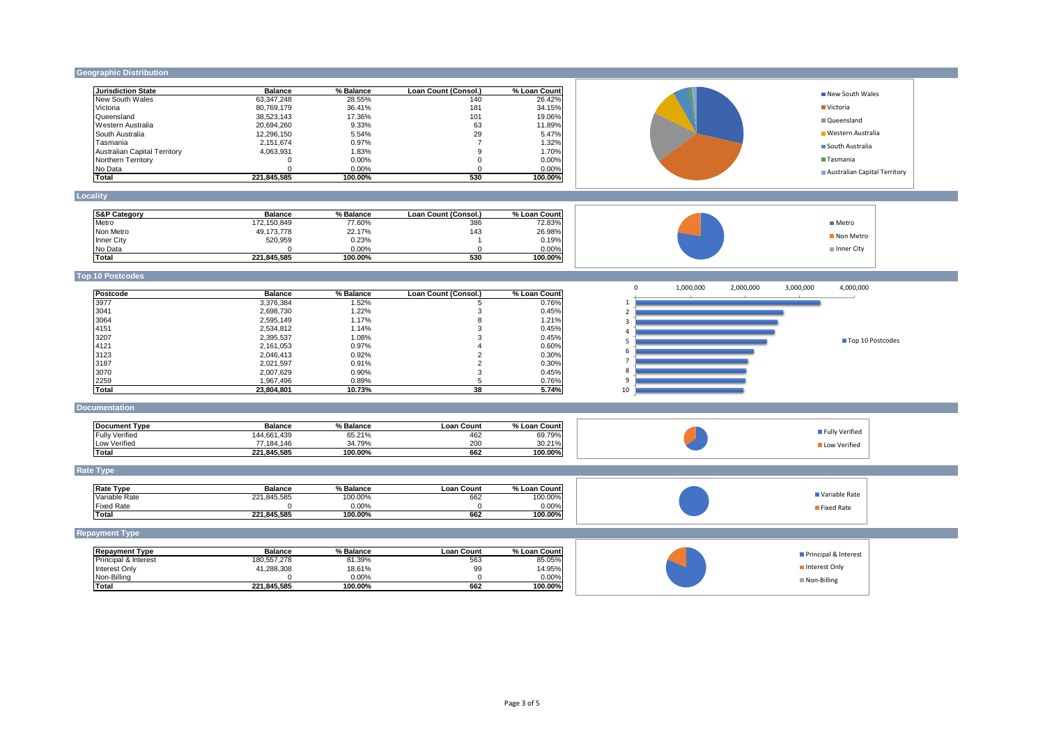## Geographic Distribution

| Jurisdiction State | Balance | % Balance | Loan Count (Consol.) | % Loan Count |
|---|---|---|---|---|
| New South Wales | 63,347,248 | 28.55% | 140 | 26.42% |
| Victoria | 80,769,179 | 36.41% | 181 | 34.15% |
| Queensland | 38,523,143 | 17.36% | 101 | 19.06% |
| Western Australia | 20,694,260 | 9.33% | 63 | 11.89% |
| South Australia | 12,296,150 | 5.54% | 29 | 5.47% |
| Tasmania | 2,151,674 | 0.97% | 7 | 1.32% |
| Australian Capital Territory | 4,063,931 | 1.83% | 9 | 1.70% |
| Northern Territory | 0 | 0.00% | 0 | 0.00% |
| No Data | 0 | 0.00% | 0 | 0.00% |
| **Total** | **221,845,585** | **100.00%** | **530** | **100.00%** |

## Locality

| S&P Category | Balance | % Balance | Loan Count (Consol.) | % Loan Count |
|---|---|---|---|---|
| Metro | 172,150,849 | 77.60% | 386 | 72.83% |
| Non Metro | 49,173,778 | 22.17% | 143 | 26.98% |
| Inner City | 520,959 | 0.23% | 1 | 0.19% |
| No Data | 0 | 0.00% | 0 | 0.00% |
| **Total** | **221,845,585** | **100.00%** | **530** | **100.00%** |

## Top 10 Postcodes

| Postcode | Balance | % Balance | Loan Count (Consol.) | % Loan Count |
|---|---|---|---|---|
| 3977 | 3,376,384 | 1.52% | 5 | 0.76% |
| 3041 | 2,698,730 | 1.22% | 3 | 0.45% |
| 3064 | 2,595,149 | 1.17% | 8 | 1.21% |
| 4151 | 2,534,812 | 1.14% | 3 | 0.45% |
| 3207 | 2,395,537 | 1.08% | 3 | 0.45% |
| 4121 | 2,161,053 | 0.97% | 4 | 0.60% |
| 3123 | 2,046,413 | 0.92% | 2 | 0.30% |
| 3187 | 2,021,597 | 0.91% | 2 | 0.30% |
| 3070 | 2,007,629 | 0.90% | 3 | 0.45% |
| 2259 | 1,967,496 | 0.89% | 5 | 0.76% |
| **Total** | **23,804,801** | **10.73%** | **38** | **5.74%** |

## Documentation

| Document Type | Balance | % Balance | Loan Count | % Loan Count |
|---|---|---|---|---|
| Fully Verified | 144,661,439 | 65.21% | 462 | 69.79% |
| Low Verified | 77,184,146 | 34.79% | 200 | 30.21% |
| **Total** | **221,845,585** | **100.00%** | **662** | **100.00%** |

## Rate Type

| Rate Type | Balance | % Balance | Loan Count | % Loan Count |
|---|---|---|---|---|
| Variable Rate | 221,845,585 | 100.00% | 662 | 100.00% |
| Fixed Rate | 0 | 0.00% | 0 | 0.00% |
| **Total** | **221,845,585** | **100.00%** | **662** | **100.00%** |

## Repayment Type

| Repayment Type | Balance | % Balance | Loan Count | % Loan Count |
|---|---|---|---|---|
| Principal & Interest | 180,557,278 | 81.39% | 563 | 85.05% |
| Interest Only | 41,288,308 | 18.61% | 99 | 14.95% |
| Non-Billing | 0 | 0.00% | 0 | 0.00% |
| **Total** | **221,845,585** | **100.00%** | **662** | **100.00%** |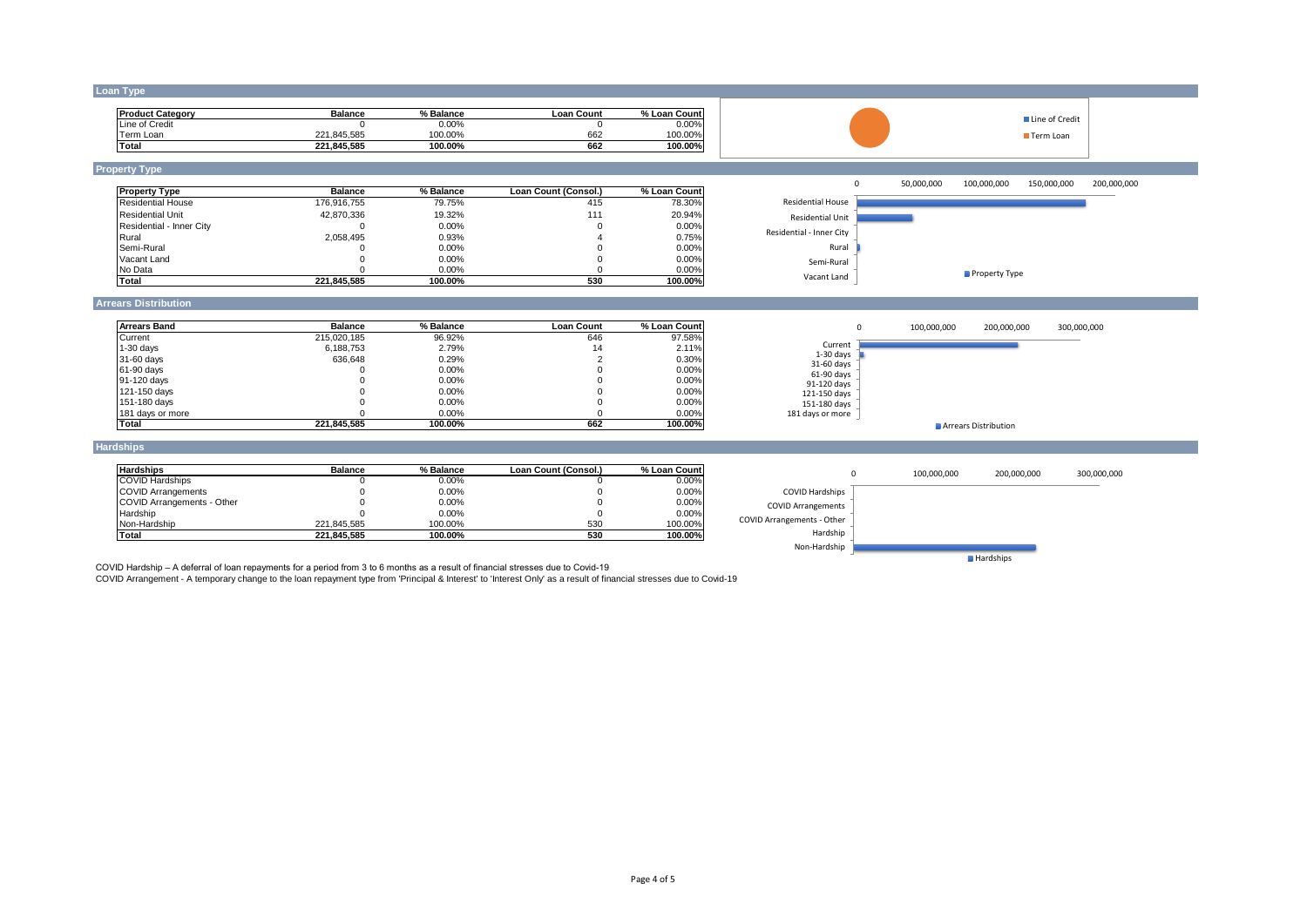## Loan Type

| Product Category | Balance | % Balance | Loan Count | % Loan Count |
|---|---|---|---|---|
| Line of Credit | 0 | 0.00% | 0 | 0.00% |
| Term Loan | 221,845,585 | 100.00% | 662 | 100.00% |
| **Total** | **221,845,585** | **100.00%** | **662** | **100.00%** |

## Property Type

| Property Type | Balance | % Balance | Loan Count (Consol.) | % Loan Count |
|---|---|---|---|---|
| Residential House | 176,916,755 | 79.75% | 415 | 78.30% |
| Residential Unit | 42,870,336 | 19.32% | 111 | 20.94% |
| Residential - Inner City | 0 | 0.00% | 0 | 0.00% |
| Rural | 2,058,495 | 0.93% | 4 | 0.75% |
| Semi-Rural | 0 | 0.00% | 0 | 0.00% |
| Vacant Land | 0 | 0.00% | 0 | 0.00% |
| No Data | 0 | 0.00% | 0 | 0.00% |
| **Total** | **221,845,585** | **100.00%** | **530** | **100.00%** |

## Arrears Distribution

| Arrears Band | Balance | % Balance | Loan Count | % Loan Count |
|---|---|---|---|---|
| Current | 215,020,185 | 96.92% | 646 | 97.58% |
| 1-30 days | 6,188,753 | 2.79% | 14 | 2.11% |
| 31-60 days | 636,648 | 0.29% | 2 | 0.30% |
| 61-90 days | 0 | 0.00% | 0 | 0.00% |
| 91-120 days | 0 | 0.00% | 0 | 0.00% |
| 121-150 days | 0 | 0.00% | 0 | 0.00% |
| 151-180 days | 0 | 0.00% | 0 | 0.00% |
| 181 days or more | 0 | 0.00% | 0 | 0.00% |
| **Total** | **221,845,585** | **100.00%** | **662** | **100.00%** |

## Hardships

| Hardships | Balance | % Balance | Loan Count (Consol.) | % Loan Count |
|---|---|---|---|---|
| COVID Hardships | 0 | 0.00% | 0 | 0.00% |
| COVID Arrangements | 0 | 0.00% | 0 | 0.00% |
| COVID Arrangements - Other | 0 | 0.00% | 0 | 0.00% |
| Hardship | 0 | 0.00% | 0 | 0.00% |
| Non-Hardship | 221,845,585 | 100.00% | 530 | 100.00% |
| **Total** | **221,845,585** | **100.00%** | **530** | **100.00%** |

COVID Hardship – A deferral of loan repayments for a period from 3 to 6 months as a result of financial stresses due to Covid-19

COVID Arrangement - A temporary change to the loan repayment type from 'Principal & Interest' to 'Interest Only' as a result of financial stresses due to Covid-19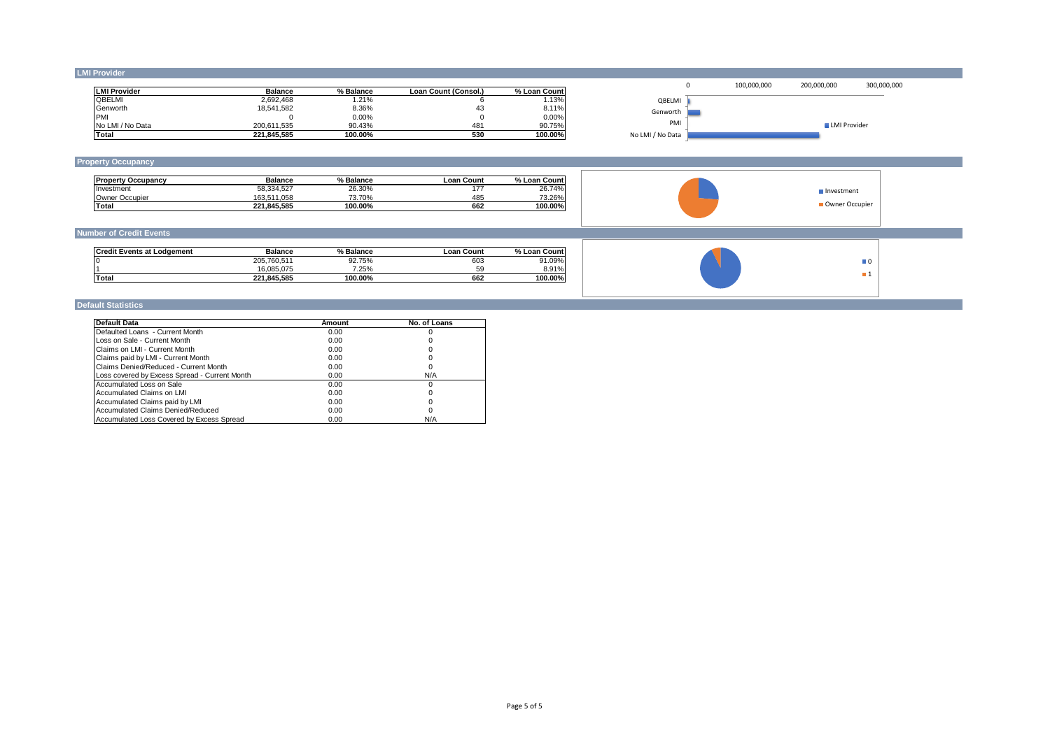## LMI Provider

| LMI Provider | Balance | % Balance | Loan Count (Consol.) | % Loan Count |
|---|---|---|---|---|
| QBELMI | 2,692,468 | 1.21% | 6 | 1.13% |
| Genworth | 18,541,582 | 8.36% | 43 | 8.11% |
| PMI | 0 | 0.00% | 0 | 0.00% |
| No LMI / No Data | 200,611,535 | 90.43% | 481 | 90.75% |
| **Total** | **221,845,585** | **100.00%** | **530** | **100.00%** |

0
100,000,000
200,000,000
300,000,000
QBELMI
Genworth
PMI
No LMI / No Data
LMI Provider

## Property Occupancy

| Property Occupancy | Balance | % Balance | Loan Count | % Loan Count |
|---|---|---|---|---|
| Investment | 58,334,527 | 26.30% | 177 | 26.74% |
| Owner Occupier | 163,511,058 | 73.70% | 485 | 73.26% |
| **Total** | **221,845,585** | **100.00%** | **662** | **100.00%** |

Investment
Owner Occupier

## Number of Credit Events

| Credit Events at Lodgement | Balance | % Balance | Loan Count | % Loan Count |
|---|---|---|---|---|
| 0 | 205,760,511 | 92.75% | 603 | 91.09% |
| 1 | 16,085,075 | 7.25% | 59 | 8.91% |
| **Total** | **221,845,585** | **100.00%** | **662** | **100.00%** |

0
1

## Default Statistics

| Default Data | Amount | No. of Loans |
|---|---|---|
| Defaulted Loans - Current Month | 0.00 | 0 |
| Loss on Sale - Current Month | 0.00 | 0 |
| Claims on LMI - Current Month | 0.00 | 0 |
| Claims paid by LMI - Current Month | 0.00 | 0 |
| Claims Denied/Reduced - Current Month | 0.00 | 0 |
| Loss covered by Excess Spread - Current Month | 0.00 | N/A |
| Accumulated Loss on Sale | 0.00 | 0 |
| Accumulated Claims on LMI | 0.00 | 0 |
| Accumulated Claims paid by LMI | 0.00 | 0 |
| Accumulated Claims Denied/Reduced | 0.00 | 0 |
| Accumulated Loss Covered by Excess Spread | 0.00 | N/A |